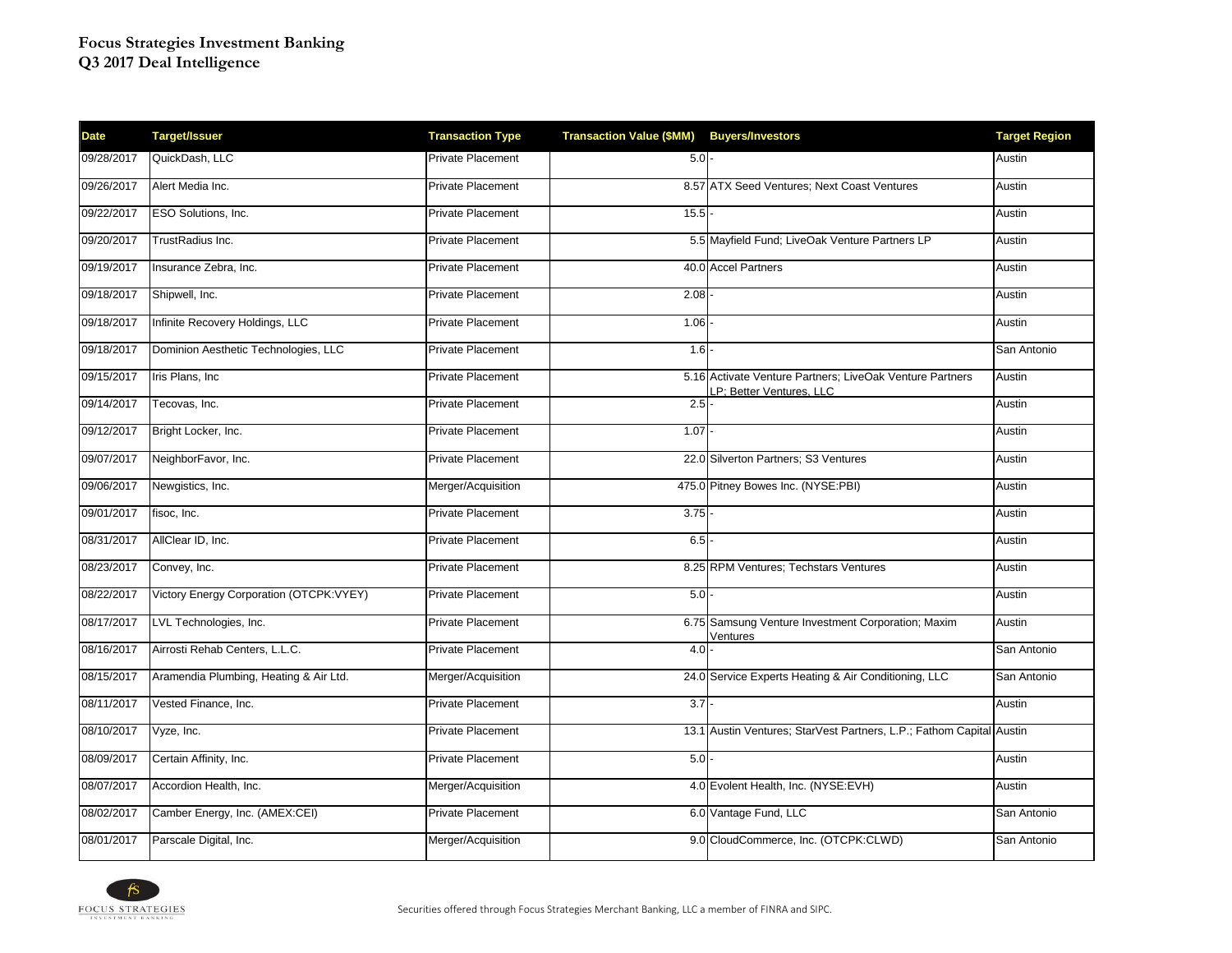**Focus Strategies Investment Banking**
**Q3 2017 Deal Intelligence**

| Date | Target/Issuer | Transaction Type | Transaction Value ($MM) | Buyers/Investors | Target Region |
|---|---|---|---|---|---|
| 09/28/2017 | QuickDash, LLC | Private Placement | 5.0 | - | Austin |
| 09/26/2017 | Alert Media Inc. | Private Placement | 8.57 | ATX Seed Ventures; Next Coast Ventures | Austin |
| 09/22/2017 | ESO Solutions, Inc. | Private Placement | 15.5 | - | Austin |
| 09/20/2017 | TrustRadius Inc. | Private Placement | 5.5 | Mayfield Fund; LiveOak Venture Partners LP | Austin |
| 09/19/2017 | Insurance Zebra, Inc. | Private Placement | 40.0 | Accel Partners | Austin |
| 09/18/2017 | Shipwell, Inc. | Private Placement | 2.08 | - | Austin |
| 09/18/2017 | Infinite Recovery Holdings, LLC | Private Placement | 1.06 | - | Austin |
| 09/18/2017 | Dominion Aesthetic Technologies, LLC | Private Placement | 1.6 | - | San Antonio |
| 09/15/2017 | Iris Plans, Inc | Private Placement | 5.16 | Activate Venture Partners; LiveOak Venture Partners LP; Better Ventures, LLC | Austin |
| 09/14/2017 | Tecovas, Inc. | Private Placement | 2.5 | - | Austin |
| 09/12/2017 | Bright Locker, Inc. | Private Placement | 1.07 | - | Austin |
| 09/07/2017 | NeighborFavor, Inc. | Private Placement | 22.0 | Silverton Partners; S3 Ventures | Austin |
| 09/06/2017 | Newgistics, Inc. | Merger/Acquisition | 475.0 | Pitney Bowes Inc. (NYSE:PBI) | Austin |
| 09/01/2017 | fisoc, Inc. | Private Placement | 3.75 | - | Austin |
| 08/31/2017 | AllClear ID, Inc. | Private Placement | 6.5 | - | Austin |
| 08/23/2017 | Convey, Inc. | Private Placement | 8.25 | RPM Ventures; Techstars Ventures | Austin |
| 08/22/2017 | Victory Energy Corporation (OTCPK:VYEY) | Private Placement | 5.0 | - | Austin |
| 08/17/2017 | LVL Technologies, Inc. | Private Placement | 6.75 | Samsung Venture Investment Corporation; Maxim Ventures | Austin |
| 08/16/2017 | Airrosti Rehab Centers, L.L.C. | Private Placement | 4.0 | - | San Antonio |
| 08/15/2017 | Aramendia Plumbing, Heating & Air Ltd. | Merger/Acquisition | 24.0 | Service Experts Heating & Air Conditioning, LLC | San Antonio |
| 08/11/2017 | Vested Finance, Inc. | Private Placement | 3.7 | - | Austin |
| 08/10/2017 | Vyze, Inc. | Private Placement | 13.1 | Austin Ventures; StarVest Partners, L.P.; Fathom Capital | Austin |
| 08/09/2017 | Certain Affinity, Inc. | Private Placement | 5.0 | - | Austin |
| 08/07/2017 | Accordion Health, Inc. | Merger/Acquisition | 4.0 | Evolent Health, Inc. (NYSE:EVH) | Austin |
| 08/02/2017 | Camber Energy, Inc. (AMEX:CEI) | Private Placement | 6.0 | Vantage Fund, LLC | San Antonio |
| 08/01/2017 | Parscale Digital, Inc. | Merger/Acquisition | 9.0 | CloudCommerce, Inc. (OTCPK:CLWD) | San Antonio |

Securities offered through Focus Strategies Merchant Banking, LLC a member of FINRA and SIPC.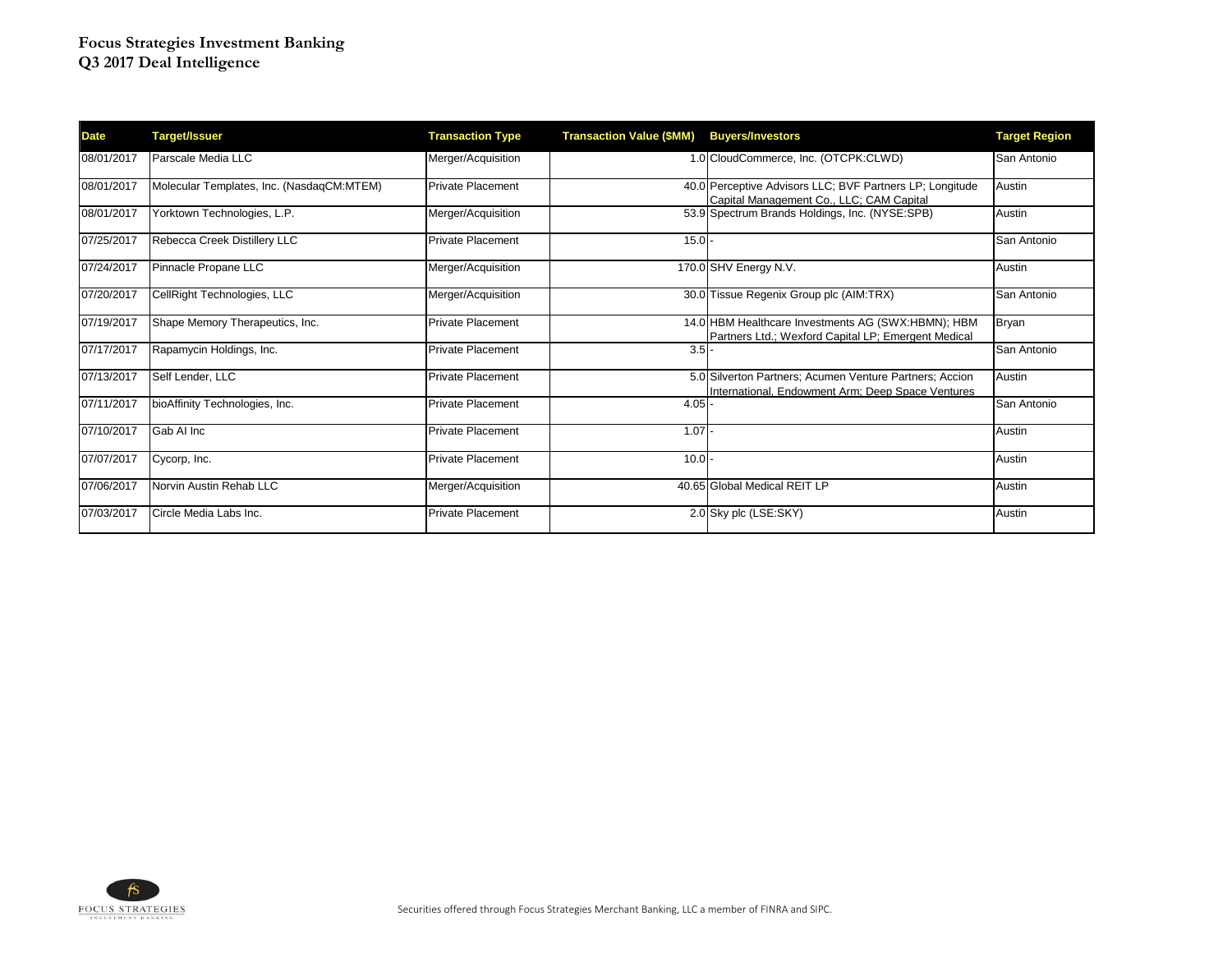**Focus Strategies Investment Banking**
**Q3 2017 Deal Intelligence**

| Date | Target/Issuer | Transaction Type | Transaction Value ($MM) | Buyers/Investors | Target Region |
|---|---|---|---|---|---|
| 08/01/2017 | Parscale Media LLC | Merger/Acquisition | 1.0 | CloudCommerce, Inc. (OTCPK:CLWD) | San Antonio |
| 08/01/2017 | Molecular Templates, Inc. (NasdaqCM:MTEM) | Private Placement | 40.0 | Perceptive Advisors LLC; BVF Partners LP; Longitude Capital Management Co., LLC; CAM Capital | Austin |
| 08/01/2017 | Yorktown Technologies, L.P. | Merger/Acquisition | 53.9 | Spectrum Brands Holdings, Inc. (NYSE:SPB) | Austin |
| 07/25/2017 | Rebecca Creek Distillery LLC | Private Placement | 15.0 | - | San Antonio |
| 07/24/2017 | Pinnacle Propane LLC | Merger/Acquisition | 170.0 | SHV Energy N.V. | Austin |
| 07/20/2017 | CellRight Technologies, LLC | Merger/Acquisition | 30.0 | Tissue Regenix Group plc (AIM:TRX) | San Antonio |
| 07/19/2017 | Shape Memory Therapeutics, Inc. | Private Placement | 14.0 | HBM Healthcare Investments AG (SWX:HBMN); HBM Partners Ltd.; Wexford Capital LP; Emergent Medical | Bryan |
| 07/17/2017 | Rapamycin Holdings, Inc. | Private Placement | 3.5 | - | San Antonio |
| 07/13/2017 | Self Lender, LLC | Private Placement | 5.0 | Silverton Partners; Acumen Venture Partners; Accion International, Endowment Arm; Deep Space Ventures | Austin |
| 07/11/2017 | bioAffinity Technologies, Inc. | Private Placement | 4.05 | - | San Antonio |
| 07/10/2017 | Gab AI Inc | Private Placement | 1.07 | - | Austin |
| 07/07/2017 | Cycorp, Inc. | Private Placement | 10.0 | - | Austin |
| 07/06/2017 | Norvin Austin Rehab LLC | Merger/Acquisition | 40.65 | Global Medical REIT LP | Austin |
| 07/03/2017 | Circle Media Labs Inc. | Private Placement | 2.0 | Sky plc (LSE:SKY) | Austin |

Securities offered through Focus Strategies Merchant Banking, LLC a member of FINRA and SIPC.